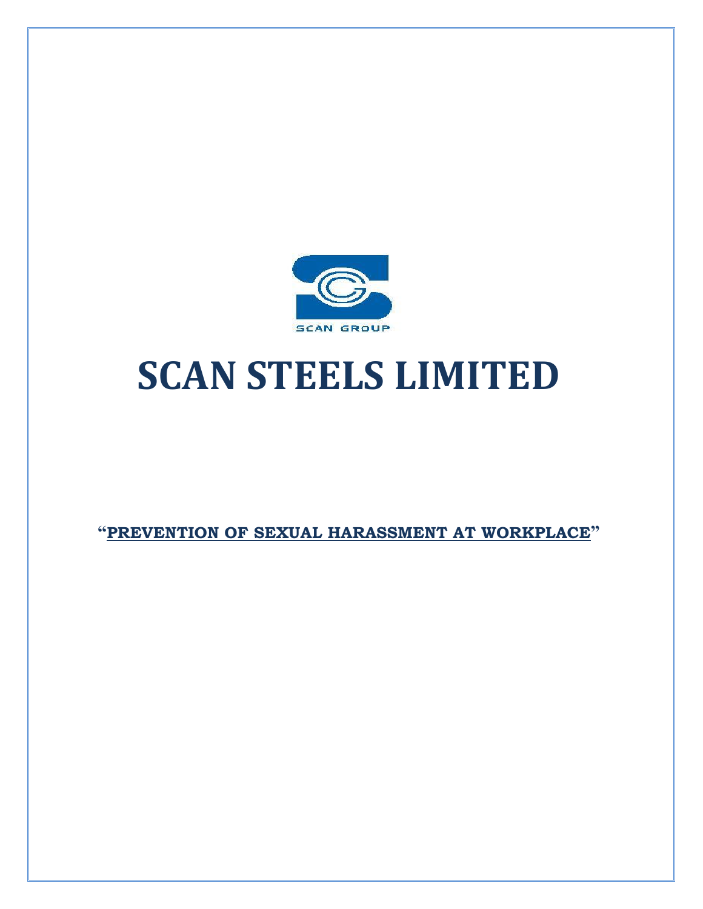SCAN GROUP

# SCAN STEELS LIMITED

**"PREVENTION OF SEXUAL HARASSMENT AT WORKPLACE"**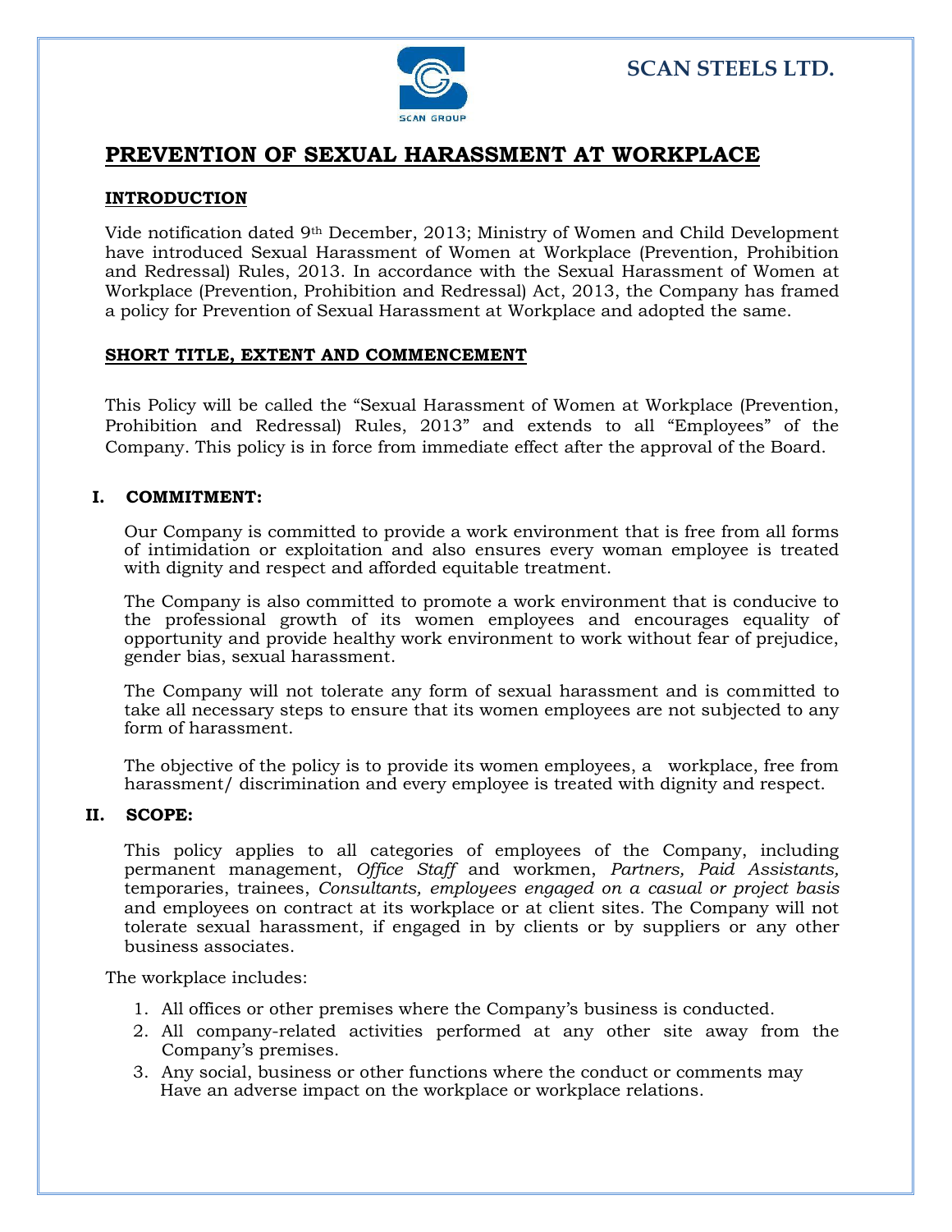# PREVENTION OF SEXUAL HARASSMENT AT WORKPLACE

## INTRODUCTION

Vide notification dated 9th December, 2013; Ministry of Women and Child Development have introduced Sexual Harassment of Women at Workplace (Prevention, Prohibition and Redressal) Rules, 2013. In accordance with the Sexual Harassment of Women at Workplace (Prevention, Prohibition and Redressal) Act, 2013, the Company has framed a policy for Prevention of Sexual Harassment at Workplace and adopted the same.

## SHORT TITLE, EXTENT AND COMMENCEMENT

This Policy will be called the "Sexual Harassment of Women at Workplace (Prevention, Prohibition and Redressal) Rules, 2013" and extends to all "Employees" of the Company. This policy is in force from immediate effect after the approval of the Board.

## I. COMMITMENT:

Our Company is committed to provide a work environment that is free from all forms of intimidation or exploitation and also ensures every woman employee is treated with dignity and respect and afforded equitable treatment.

The Company is also committed to promote a work environment that is conducive to the professional growth of its women employees and encourages equality of opportunity and provide healthy work environment to work without fear of prejudice, gender bias, sexual harassment.

The Company will not tolerate any form of sexual harassment and is committed to take all necessary steps to ensure that its women employees are not subjected to any form of harassment.

The objective of the policy is to provide its women employees, a workplace, free from harassment/ discrimination and every employee is treated with dignity and respect.

## II. SCOPE:

This policy applies to all categories of employees of the Company, including permanent management, *Office Staff* and workmen, *Partners, Paid Assistants,* temporaries, trainees, *Consultants, employees engaged on a casual or project basis* and employees on contract at its workplace or at client sites. The Company will not tolerate sexual harassment, if engaged in by clients or by suppliers or any other business associates.

The workplace includes:

1. All offices or other premises where the Company's business is conducted.
2. All company-related activities performed at any other site away from the Company's premises.
3. Any social, business or other functions where the conduct or comments may Have an adverse impact on the workplace or workplace relations.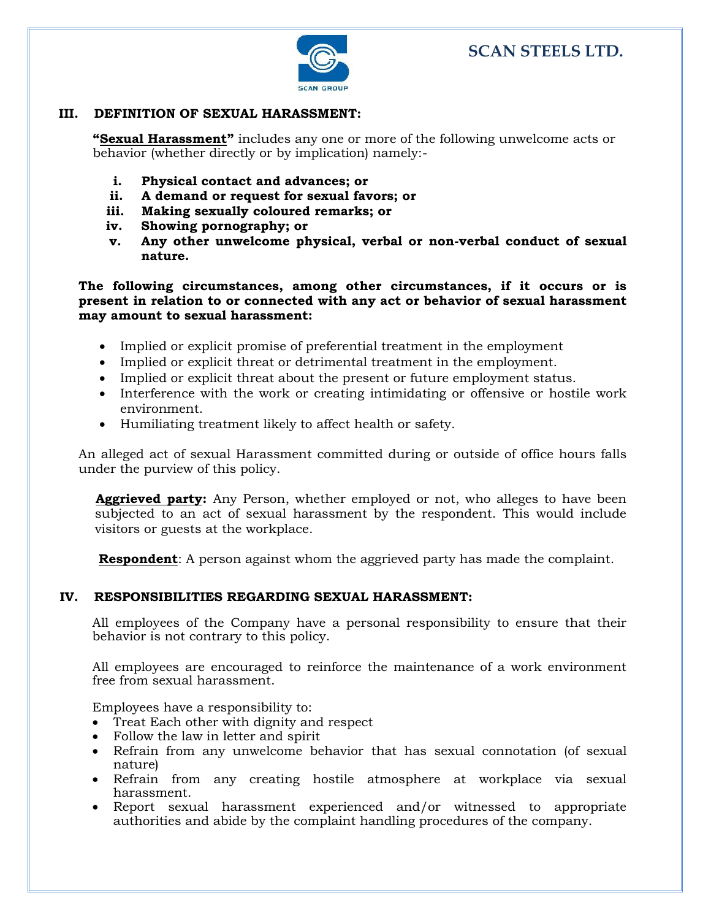## III. DEFINITION OF SEXUAL HARASSMENT:

**"Sexual Harassment"** includes any one or more of the following unwelcome acts or behavior (whether directly or by implication) namely:-

i. **Physical contact and advances; or**
ii. **A demand or request for sexual favors; or**
iii. **Making sexually coloured remarks; or**
iv. **Showing pornography; or**
v. **Any other unwelcome physical, verbal or non-verbal conduct of sexual nature.**

**The following circumstances, among other circumstances, if it occurs or is present in relation to or connected with any act or behavior of sexual harassment may amount to sexual harassment:**

- Implied or explicit promise of preferential treatment in the employment
- Implied or explicit threat or detrimental treatment in the employment.
- Implied or explicit threat about the present or future employment status.
- Interference with the work or creating intimidating or offensive or hostile work environment.
- Humiliating treatment likely to affect health or safety.

An alleged act of sexual Harassment committed during or outside of office hours falls under the purview of this policy.

**Aggrieved party:** Any Person, whether employed or not, who alleges to have been subjected to an act of sexual harassment by the respondent. This would include visitors or guests at the workplace.

**Respondent**: A person against whom the aggrieved party has made the complaint.

## IV. RESPONSIBILITIES REGARDING SEXUAL HARASSMENT:

All employees of the Company have a personal responsibility to ensure that their behavior is not contrary to this policy.

All employees are encouraged to reinforce the maintenance of a work environment free from sexual harassment.

Employees have a responsibility to:

- Treat Each other with dignity and respect
- Follow the law in letter and spirit
- Refrain from any unwelcome behavior that has sexual connotation (of sexual nature)
- Refrain from any creating hostile atmosphere at workplace via sexual harassment.
- Report sexual harassment experienced and/or witnessed to appropriate authorities and abide by the complaint handling procedures of the company.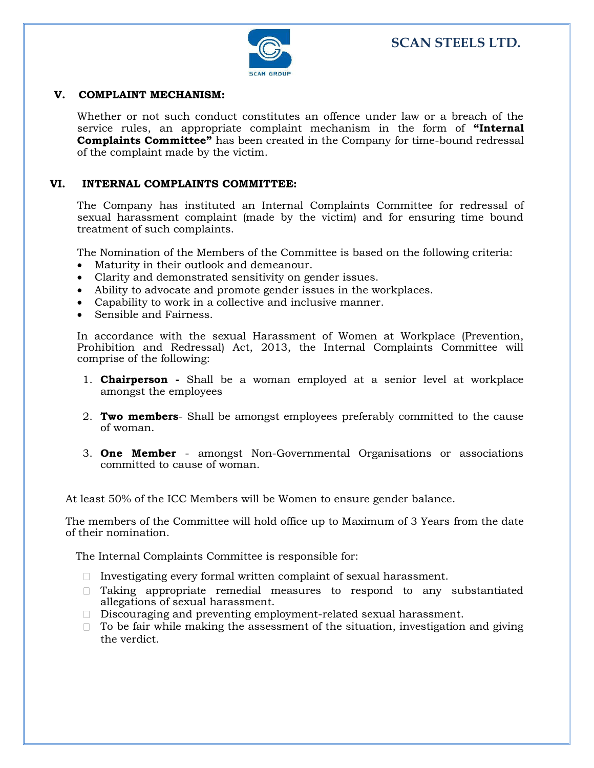## V. COMPLAINT MECHANISM:

Whether or not such conduct constitutes an offence under law or a breach of the service rules, an appropriate complaint mechanism in the form of **"Internal Complaints Committee"** has been created in the Company for time-bound redressal of the complaint made by the victim.

## VI. INTERNAL COMPLAINTS COMMITTEE:

The Company has instituted an Internal Complaints Committee for redressal of sexual harassment complaint (made by the victim) and for ensuring time bound treatment of such complaints.

The Nomination of the Members of the Committee is based on the following criteria:

- Maturity in their outlook and demeanour.
- Clarity and demonstrated sensitivity on gender issues.
- Ability to advocate and promote gender issues in the workplaces.
- Capability to work in a collective and inclusive manner.
- Sensible and Fairness.

In accordance with the sexual Harassment of Women at Workplace (Prevention, Prohibition and Redressal) Act, 2013, the Internal Complaints Committee will comprise of the following:

1. **Chairperson -** Shall be a woman employed at a senior level at workplace amongst the employees

2. **Two members**- Shall be amongst employees preferably committed to the cause of woman.

3. **One Member** - amongst Non-Governmental Organisations or associations committed to cause of woman.

At least 50% of the ICC Members will be Women to ensure gender balance.

The members of the Committee will hold office up to Maximum of 3 Years from the date of their nomination.

The Internal Complaints Committee is responsible for:

- Investigating every formal written complaint of sexual harassment.
- Taking appropriate remedial measures to respond to any substantiated allegations of sexual harassment.
- Discouraging and preventing employment-related sexual harassment.
- To be fair while making the assessment of the situation, investigation and giving the verdict.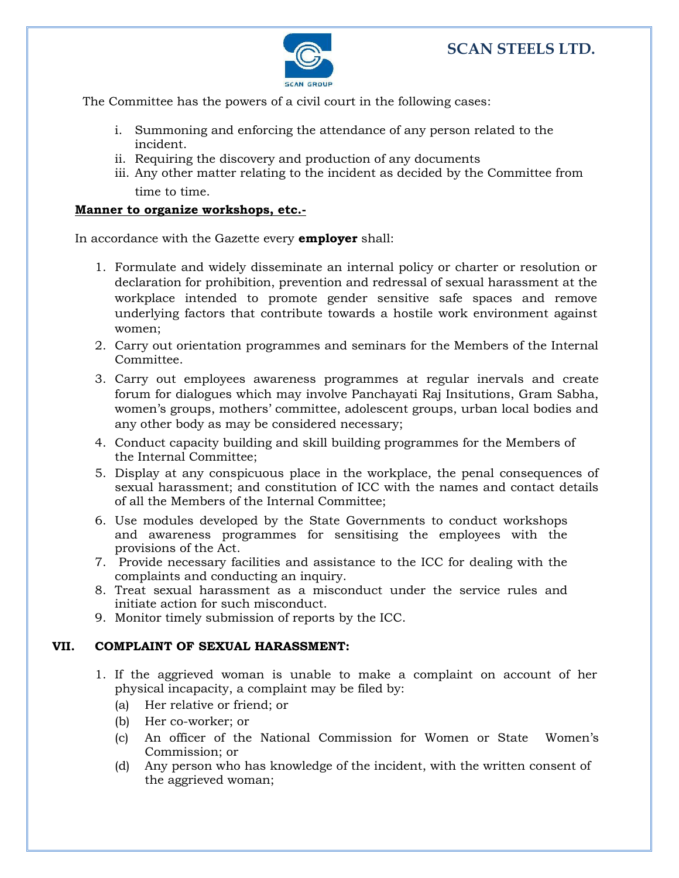The Committee has the powers of a civil court in the following cases:

i. Summoning and enforcing the attendance of any person related to the incident.
ii. Requiring the discovery and production of any documents
iii. Any other matter relating to the incident as decided by the Committee from time to time.

**Manner to organize workshops, etc.-**

In accordance with the Gazette every **employer** shall:

1. Formulate and widely disseminate an internal policy or charter or resolution or declaration for prohibition, prevention and redressal of sexual harassment at the workplace intended to promote gender sensitive safe spaces and remove underlying factors that contribute towards a hostile work environment against women;
2. Carry out orientation programmes and seminars for the Members of the Internal Committee.
3. Carry out employees awareness programmes at regular inervals and create forum for dialogues which may involve Panchayati Raj Insitutions, Gram Sabha, women's groups, mothers' committee, adolescent groups, urban local bodies and any other body as may be considered necessary;
4. Conduct capacity building and skill building programmes for the Members of the Internal Committee;
5. Display at any conspicuous place in the workplace, the penal consequences of sexual harassment; and constitution of ICC with the names and contact details of all the Members of the Internal Committee;
6. Use modules developed by the State Governments to conduct workshops and awareness programmes for sensitising the employees with the provisions of the Act.
7. Provide necessary facilities and assistance to the ICC for dealing with the complaints and conducting an inquiry.
8. Treat sexual harassment as a misconduct under the service rules and initiate action for such misconduct.
9. Monitor timely submission of reports by the ICC.

## VII. COMPLAINT OF SEXUAL HARASSMENT:

1. If the aggrieved woman is unable to make a complaint on account of her physical incapacity, a complaint may be filed by:
   (a) Her relative or friend; or
   (b) Her co-worker; or
   (c) An officer of the National Commission for Women or State Women's Commission; or
   (d) Any person who has knowledge of the incident, with the written consent of the aggrieved woman;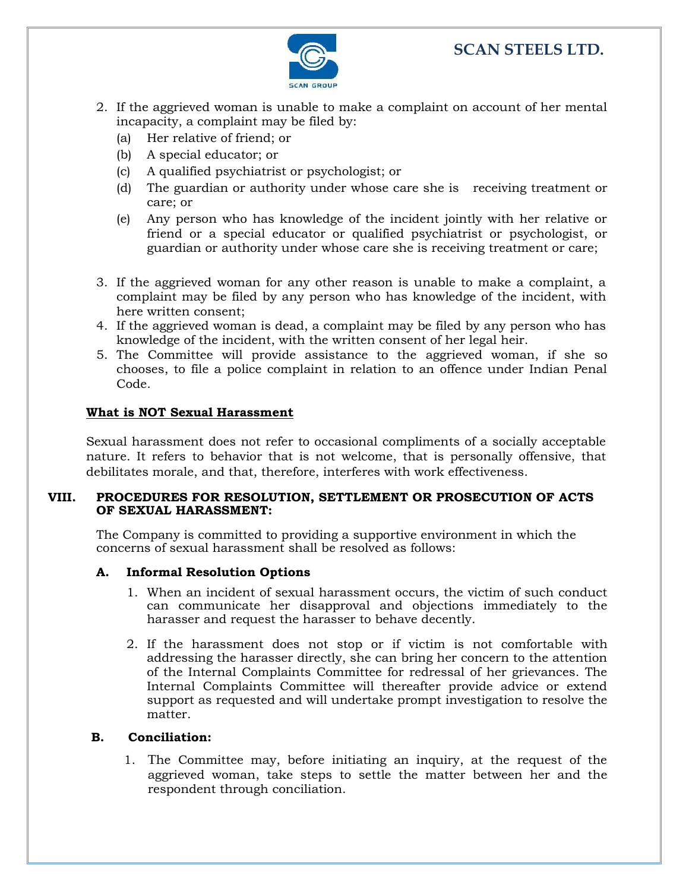2. If the aggrieved woman is unable to make a complaint on account of her mental incapacity, a complaint may be filed by:
   - (a) Her relative of friend; or
   - (b) A special educator; or
   - (c) A qualified psychiatrist or psychologist; or
   - (d) The guardian or authority under whose care she is receiving treatment or care; or
   - (e) Any person who has knowledge of the incident jointly with her relative or friend or a special educator or qualified psychiatrist or psychologist, or guardian or authority under whose care she is receiving treatment or care;

3. If the aggrieved woman for any other reason is unable to make a complaint, a complaint may be filed by any person who has knowledge of the incident, with here written consent;
4. If the aggrieved woman is dead, a complaint may be filed by any person who has knowledge of the incident, with the written consent of her legal heir.
5. The Committee will provide assistance to the aggrieved woman, if she so chooses, to file a police complaint in relation to an offence under Indian Penal Code.

**<u>What is NOT Sexual Harassment</u>**

Sexual harassment does not refer to occasional compliments of a socially acceptable nature. It refers to behavior that is not welcome, that is personally offensive, that debilitates morale, and that, therefore, interferes with work effectiveness.

## VIII. PROCEDURES FOR RESOLUTION, SETTLEMENT OR PROSECUTION OF ACTS OF SEXUAL HARASSMENT:

The Company is committed to providing a supportive environment in which the concerns of sexual harassment shall be resolved as follows:

### A. Informal Resolution Options

1. When an incident of sexual harassment occurs, the victim of such conduct can communicate her disapproval and objections immediately to the harasser and request the harasser to behave decently.

2. If the harassment does not stop or if victim is not comfortable with addressing the harasser directly, she can bring her concern to the attention of the Internal Complaints Committee for redressal of her grievances. The Internal Complaints Committee will thereafter provide advice or extend support as requested and will undertake prompt investigation to resolve the matter.

### B. Conciliation:

1. The Committee may, before initiating an inquiry, at the request of the aggrieved woman, take steps to settle the matter between her and the respondent through conciliation.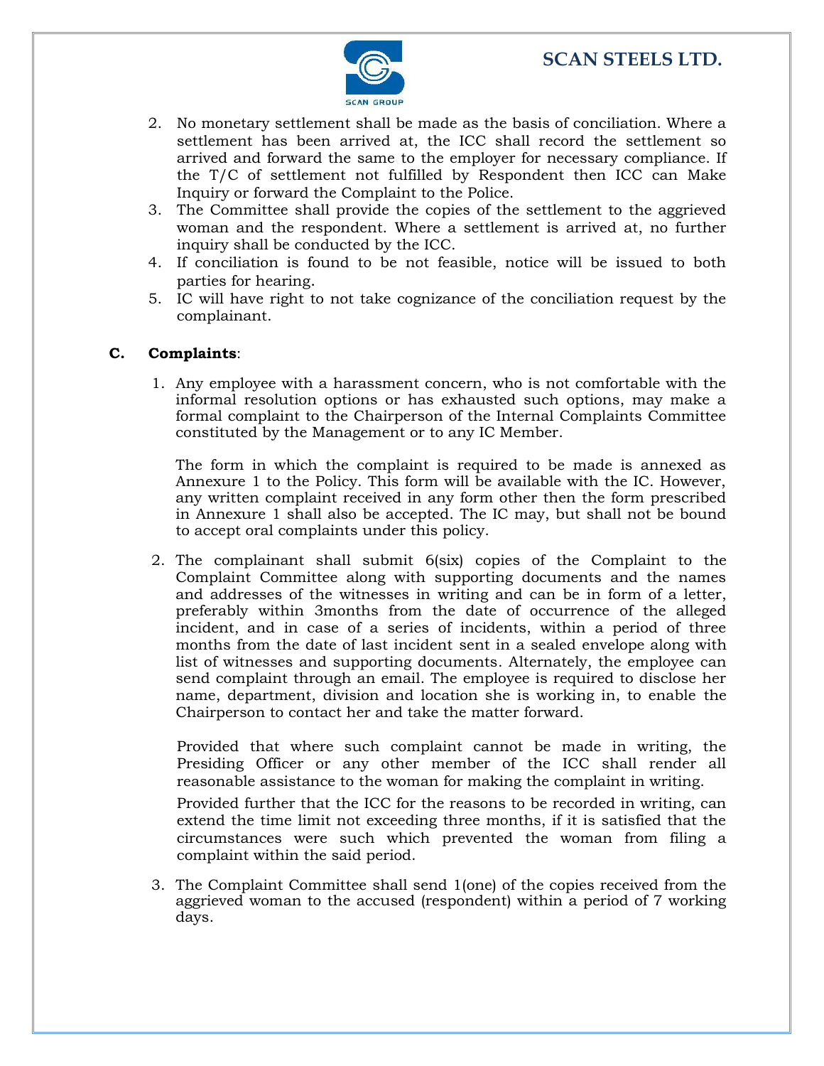2. No monetary settlement shall be made as the basis of conciliation. Where a settlement has been arrived at, the ICC shall record the settlement so arrived and forward the same to the employer for necessary compliance. If the T/C of settlement not fulfilled by Respondent then ICC can Make Inquiry or forward the Complaint to the Police.
3. The Committee shall provide the copies of the settlement to the aggrieved woman and the respondent. Where a settlement is arrived at, no further inquiry shall be conducted by the ICC.
4. If conciliation is found to be not feasible, notice will be issued to both parties for hearing.
5. IC will have right to not take cognizance of the conciliation request by the complainant.

**C. Complaints**:

1. Any employee with a harassment concern, who is not comfortable with the informal resolution options or has exhausted such options, may make a formal complaint to the Chairperson of the Internal Complaints Committee constituted by the Management or to any IC Member.

   The form in which the complaint is required to be made is annexed as Annexure 1 to the Policy. This form will be available with the IC. However, any written complaint received in any form other then the form prescribed in Annexure 1 shall also be accepted. The IC may, but shall not be bound to accept oral complaints under this policy.

2. The complainant shall submit 6(six) copies of the Complaint to the Complaint Committee along with supporting documents and the names and addresses of the witnesses in writing and can be in form of a letter, preferably within 3months from the date of occurrence of the alleged incident, and in case of a series of incidents, within a period of three months from the date of last incident sent in a sealed envelope along with list of witnesses and supporting documents. Alternately, the employee can send complaint through an email. The employee is required to disclose her name, department, division and location she is working in, to enable the Chairperson to contact her and take the matter forward.

   Provided that where such complaint cannot be made in writing, the Presiding Officer or any other member of the ICC shall render all reasonable assistance to the woman for making the complaint in writing.

   Provided further that the ICC for the reasons to be recorded in writing, can extend the time limit not exceeding three months, if it is satisfied that the circumstances were such which prevented the woman from filing a complaint within the said period.

3. The Complaint Committee shall send 1(one) of the copies received from the aggrieved woman to the accused (respondent) within a period of 7 working days.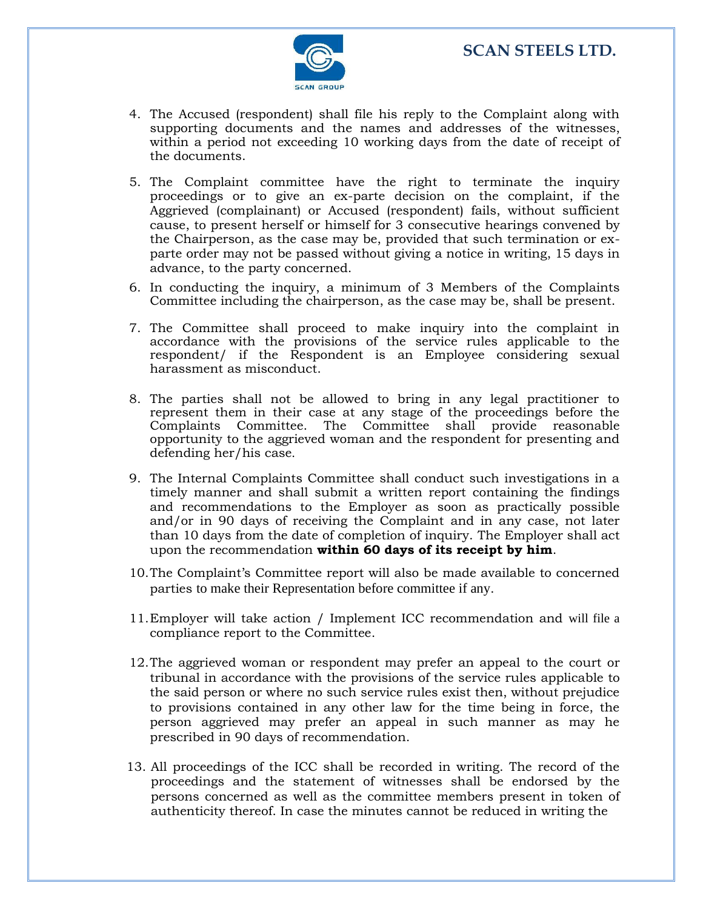4. The Accused (respondent) shall file his reply to the Complaint along with supporting documents and the names and addresses of the witnesses, within a period not exceeding 10 working days from the date of receipt of the documents.

5. The Complaint committee have the right to terminate the inquiry proceedings or to give an ex-parte decision on the complaint, if the Aggrieved (complainant) or Accused (respondent) fails, without sufficient cause, to present herself or himself for 3 consecutive hearings convened by the Chairperson, as the case may be, provided that such termination or ex-parte order may not be passed without giving a notice in writing, 15 days in advance, to the party concerned.

6. In conducting the inquiry, a minimum of 3 Members of the Complaints Committee including the chairperson, as the case may be, shall be present.

7. The Committee shall proceed to make inquiry into the complaint in accordance with the provisions of the service rules applicable to the respondent/ if the Respondent is an Employee considering sexual harassment as misconduct.

8. The parties shall not be allowed to bring in any legal practitioner to represent them in their case at any stage of the proceedings before the Complaints Committee. The Committee shall provide reasonable opportunity to the aggrieved woman and the respondent for presenting and defending her/his case.

9. The Internal Complaints Committee shall conduct such investigations in a timely manner and shall submit a written report containing the findings and recommendations to the Employer as soon as practically possible and/or in 90 days of receiving the Complaint and in any case, not later than 10 days from the date of completion of inquiry. The Employer shall act upon the recommendation **within 60 days of its receipt by him**.

10. The Complaint's Committee report will also be made available to concerned parties to make their Representation before committee if any.

11. Employer will take action / Implement ICC recommendation and will file a compliance report to the Committee.

12. The aggrieved woman or respondent may prefer an appeal to the court or tribunal in accordance with the provisions of the service rules applicable to the said person or where no such service rules exist then, without prejudice to provisions contained in any other law for the time being in force, the person aggrieved may prefer an appeal in such manner as may he prescribed in 90 days of recommendation.

13. All proceedings of the ICC shall be recorded in writing. The record of the proceedings and the statement of witnesses shall be endorsed by the persons concerned as well as the committee members present in token of authenticity thereof. In case the minutes cannot be reduced in writing the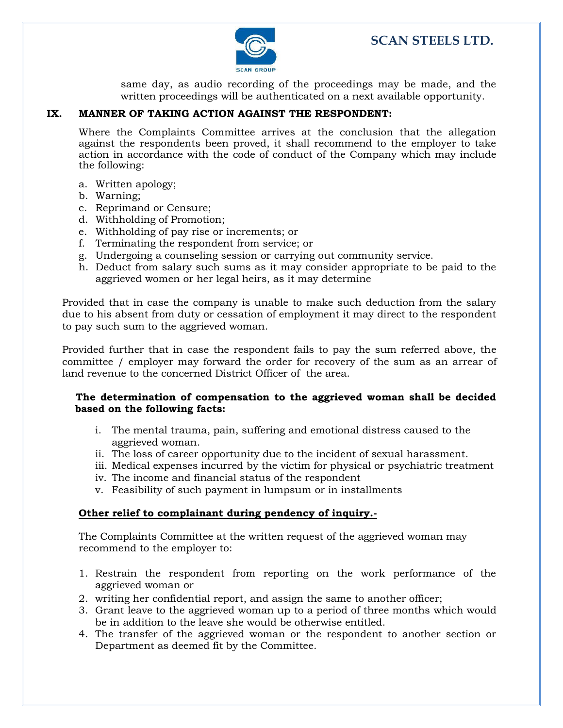same day, as audio recording of the proceedings may be made, and the written proceedings will be authenticated on a next available opportunity.

## IX. MANNER OF TAKING ACTION AGAINST THE RESPONDENT:

Where the Complaints Committee arrives at the conclusion that the allegation against the respondents been proved, it shall recommend to the employer to take action in accordance with the code of conduct of the Company which may include the following:

a. Written apology;
b. Warning;
c. Reprimand or Censure;
d. Withholding of Promotion;
e. Withholding of pay rise or increments; or
f. Terminating the respondent from service; or
g. Undergoing a counseling session or carrying out community service.
h. Deduct from salary such sums as it may consider appropriate to be paid to the aggrieved women or her legal heirs, as it may determine

Provided that in case the company is unable to make such deduction from the salary due to his absent from duty or cessation of employment it may direct to the respondent to pay such sum to the aggrieved woman.

Provided further that in case the respondent fails to pay the sum referred above, the committee / employer may forward the order for recovery of the sum as an arrear of land revenue to the concerned District Officer of the area.

**The determination of compensation to the aggrieved woman shall be decided based on the following facts:**

i. The mental trauma, pain, suffering and emotional distress caused to the aggrieved woman.
ii. The loss of career opportunity due to the incident of sexual harassment.
iii. Medical expenses incurred by the victim for physical or psychiatric treatment
iv. The income and financial status of the respondent
v. Feasibility of such payment in lumpsum or in installments

**Other relief to complainant during pendency of inquiry.-**

The Complaints Committee at the written request of the aggrieved woman may recommend to the employer to:

1. Restrain the respondent from reporting on the work performance of the aggrieved woman or
2. writing her confidential report, and assign the same to another officer;
3. Grant leave to the aggrieved woman up to a period of three months which would be in addition to the leave she would be otherwise entitled.
4. The transfer of the aggrieved woman or the respondent to another section or Department as deemed fit by the Committee.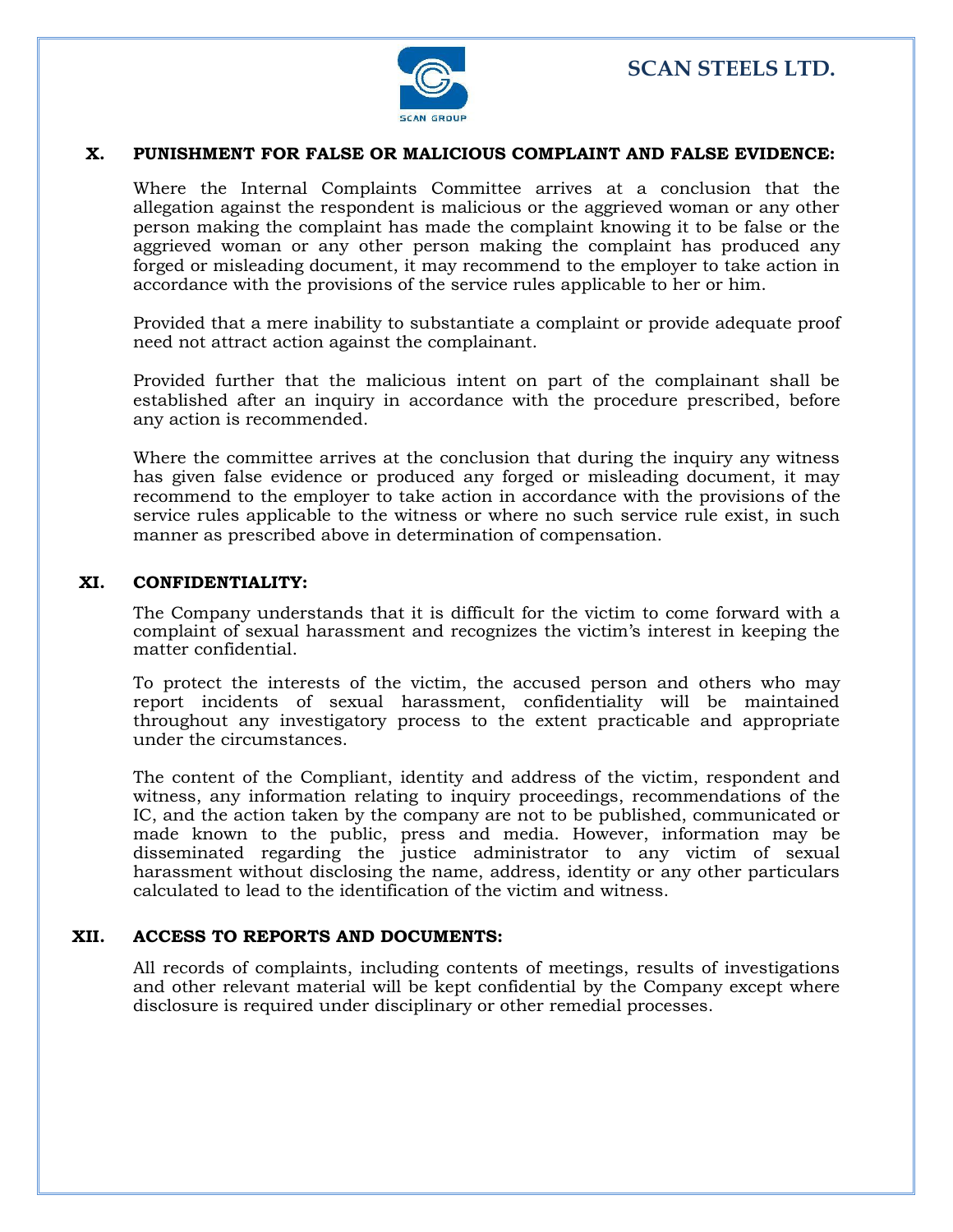## X. PUNISHMENT FOR FALSE OR MALICIOUS COMPLAINT AND FALSE EVIDENCE:

Where the Internal Complaints Committee arrives at a conclusion that the allegation against the respondent is malicious or the aggrieved woman or any other person making the complaint has made the complaint knowing it to be false or the aggrieved woman or any other person making the complaint has produced any forged or misleading document, it may recommend to the employer to take action in accordance with the provisions of the service rules applicable to her or him.

Provided that a mere inability to substantiate a complaint or provide adequate proof need not attract action against the complainant.

Provided further that the malicious intent on part of the complainant shall be established after an inquiry in accordance with the procedure prescribed, before any action is recommended.

Where the committee arrives at the conclusion that during the inquiry any witness has given false evidence or produced any forged or misleading document, it may recommend to the employer to take action in accordance with the provisions of the service rules applicable to the witness or where no such service rule exist, in such manner as prescribed above in determination of compensation.

## XI. CONFIDENTIALITY:

The Company understands that it is difficult for the victim to come forward with a complaint of sexual harassment and recognizes the victim's interest in keeping the matter confidential.

To protect the interests of the victim, the accused person and others who may report incidents of sexual harassment, confidentiality will be maintained throughout any investigatory process to the extent practicable and appropriate under the circumstances.

The content of the Compliant, identity and address of the victim, respondent and witness, any information relating to inquiry proceedings, recommendations of the IC, and the action taken by the company are not to be published, communicated or made known to the public, press and media. However, information may be disseminated regarding the justice administrator to any victim of sexual harassment without disclosing the name, address, identity or any other particulars calculated to lead to the identification of the victim and witness.

## XII. ACCESS TO REPORTS AND DOCUMENTS:

All records of complaints, including contents of meetings, results of investigations and other relevant material will be kept confidential by the Company except where disclosure is required under disciplinary or other remedial processes.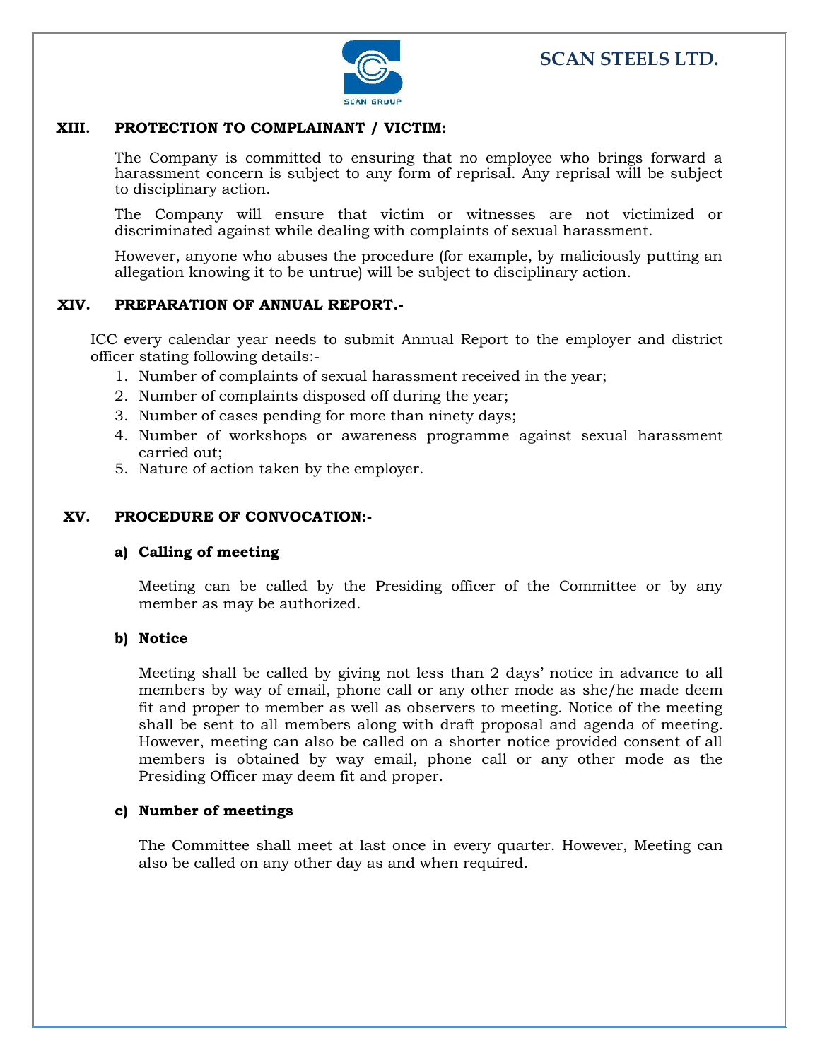## XIII. PROTECTION TO COMPLAINANT / VICTIM:

The Company is committed to ensuring that no employee who brings forward a harassment concern is subject to any form of reprisal. Any reprisal will be subject to disciplinary action.

The Company will ensure that victim or witnesses are not victimized or discriminated against while dealing with complaints of sexual harassment.

However, anyone who abuses the procedure (for example, by maliciously putting an allegation knowing it to be untrue) will be subject to disciplinary action.

## XIV. PREPARATION OF ANNUAL REPORT.-

ICC every calendar year needs to submit Annual Report to the employer and district officer stating following details:-

1. Number of complaints of sexual harassment received in the year;
2. Number of complaints disposed off during the year;
3. Number of cases pending for more than ninety days;
4. Number of workshops or awareness programme against sexual harassment carried out;
5. Nature of action taken by the employer.

## XV. PROCEDURE OF CONVOCATION:-

### a) Calling of meeting

Meeting can be called by the Presiding officer of the Committee or by any member as may be authorized.

### b) Notice

Meeting shall be called by giving not less than 2 days' notice in advance to all members by way of email, phone call or any other mode as she/he made deem fit and proper to member as well as observers to meeting. Notice of the meeting shall be sent to all members along with draft proposal and agenda of meeting. However, meeting can also be called on a shorter notice provided consent of all members is obtained by way email, phone call or any other mode as the Presiding Officer may deem fit and proper.

### c) Number of meetings

The Committee shall meet at last once in every quarter. However, Meeting can also be called on any other day as and when required.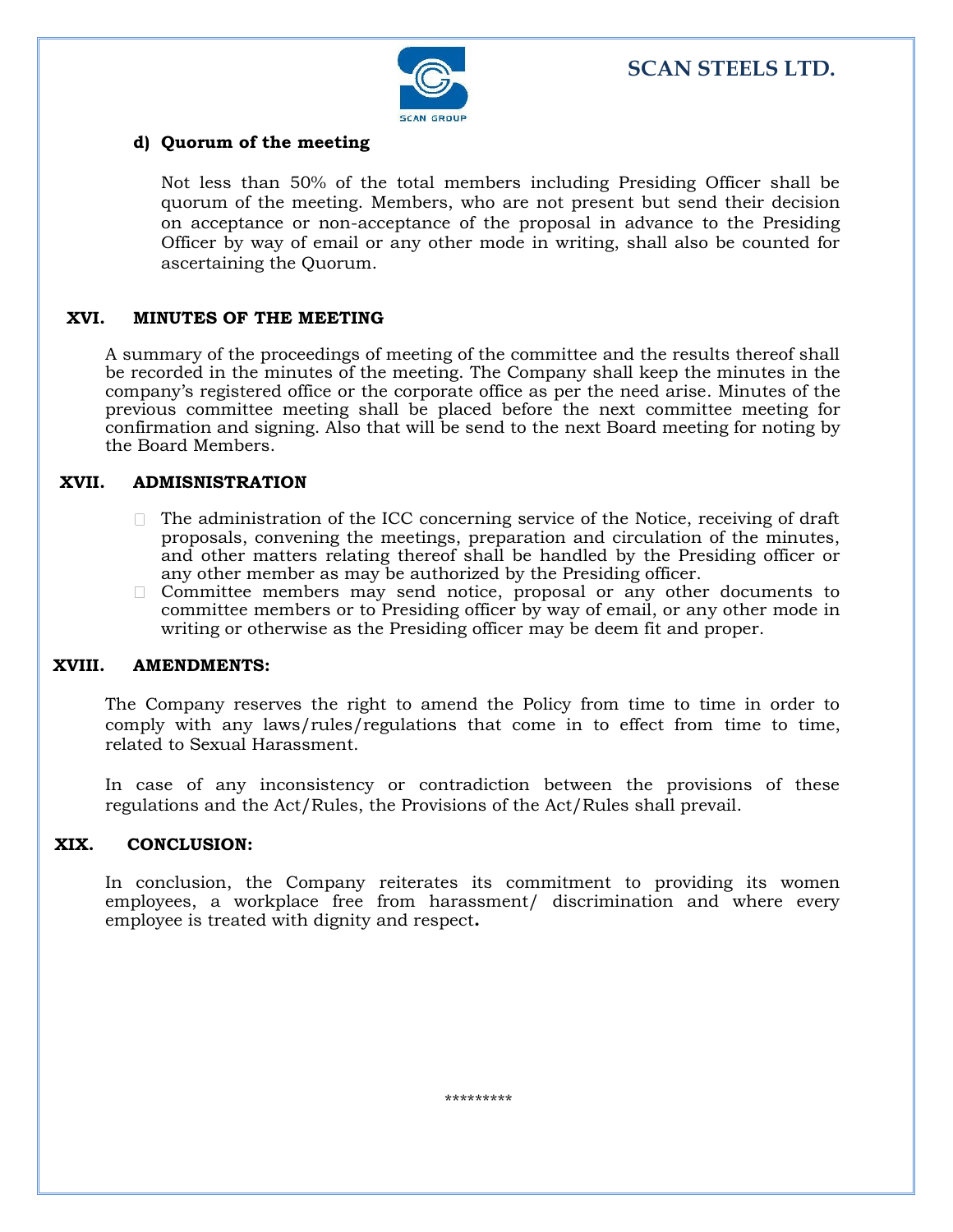### d) Quorum of the meeting

Not less than 50% of the total members including Presiding Officer shall be quorum of the meeting. Members, who are not present but send their decision on acceptance or non-acceptance of the proposal in advance to the Presiding Officer by way of email or any other mode in writing, shall also be counted for ascertaining the Quorum.

## XVI. MINUTES OF THE MEETING

A summary of the proceedings of meeting of the committee and the results thereof shall be recorded in the minutes of the meeting. The Company shall keep the minutes in the company's registered office or the corporate office as per the need arise. Minutes of the previous committee meeting shall be placed before the next committee meeting for confirmation and signing. Also that will be send to the next Board meeting for noting by the Board Members.

## XVII. ADMISNISTRATION

- The administration of the ICC concerning service of the Notice, receiving of draft proposals, convening the meetings, preparation and circulation of the minutes, and other matters relating thereof shall be handled by the Presiding officer or any other member as may be authorized by the Presiding officer.
- Committee members may send notice, proposal or any other documents to committee members or to Presiding officer by way of email, or any other mode in writing or otherwise as the Presiding officer may be deem fit and proper.

## XVIII. AMENDMENTS:

The Company reserves the right to amend the Policy from time to time in order to comply with any laws/rules/regulations that come in to effect from time to time, related to Sexual Harassment.

In case of any inconsistency or contradiction between the provisions of these regulations and the Act/Rules, the Provisions of the Act/Rules shall prevail.

## XIX. CONCLUSION:

In conclusion, the Company reiterates its commitment to providing its women employees, a workplace free from harassment/ discrimination and where every employee is treated with dignity and respect**.**

*********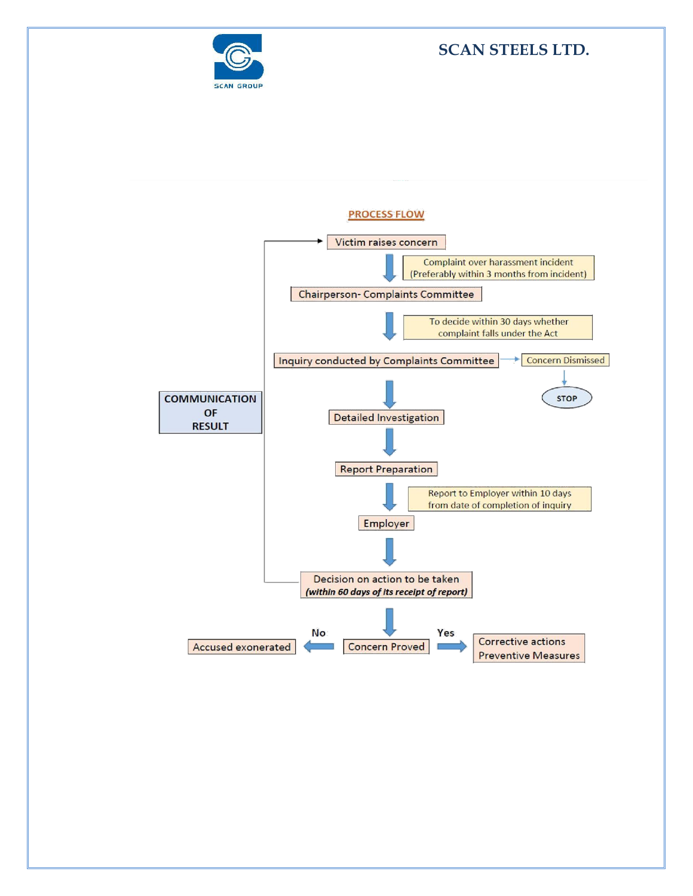## PROCESS FLOW

- Victim raises concern
  - Complaint over harassment incident (Preferably within 3 months from incident)
- Chairperson- Complaints Committee
  - To decide within 30 days whether complaint falls under the Act
- Inquiry conducted by Complaints Committee → Concern Dismissed → STOP
- Detailed Investigation
- Report Preparation
  - Report to Employer within 10 days from date of completion of inquiry
- Employer
- Decision on action to be taken *(within 60 days of its receipt of report)* → COMMUNICATION OF RESULT → Victim raises concern
- Concern Proved
  - No → Accused exonerated
  - Yes → Corrective actions, Preventive Measures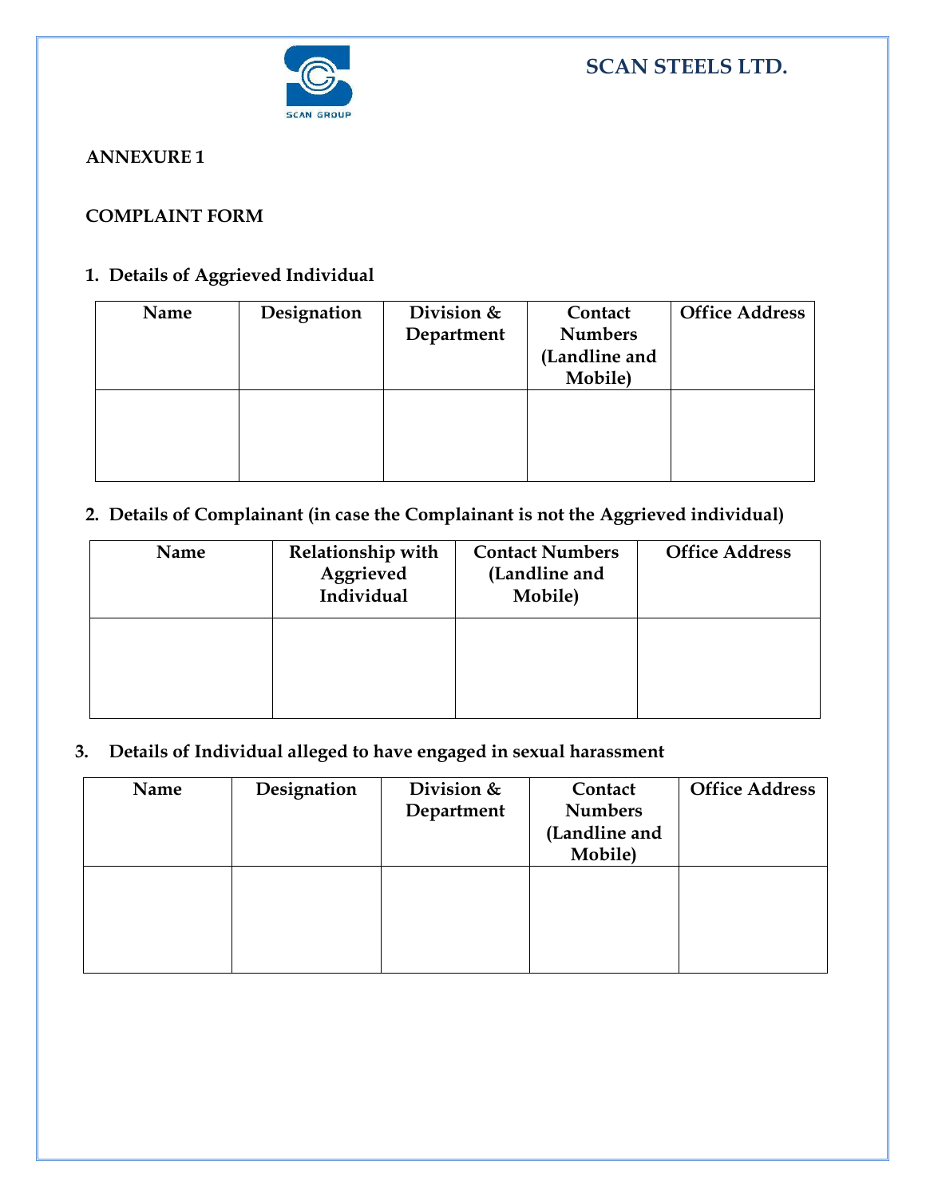**SCAN STEELS LTD.**

**ANNEXURE 1**

**COMPLAINT FORM**

**1. Details of Aggrieved Individual**

| Name | Designation | Division & Department | Contact Numbers (Landline and Mobile) | Office Address |
|---|---|---|---|---|
| | | | | |

**2. Details of Complainant (in case the Complainant is not the Aggrieved individual)**

| Name | Relationship with Aggrieved Individual | Contact Numbers (Landline and Mobile) | Office Address |
|---|---|---|---|
| | | | |

**3. Details of Individual alleged to have engaged in sexual harassment**

| Name | Designation | Division & Department | Contact Numbers (Landline and Mobile) | Office Address |
|---|---|---|---|---|
| | | | | |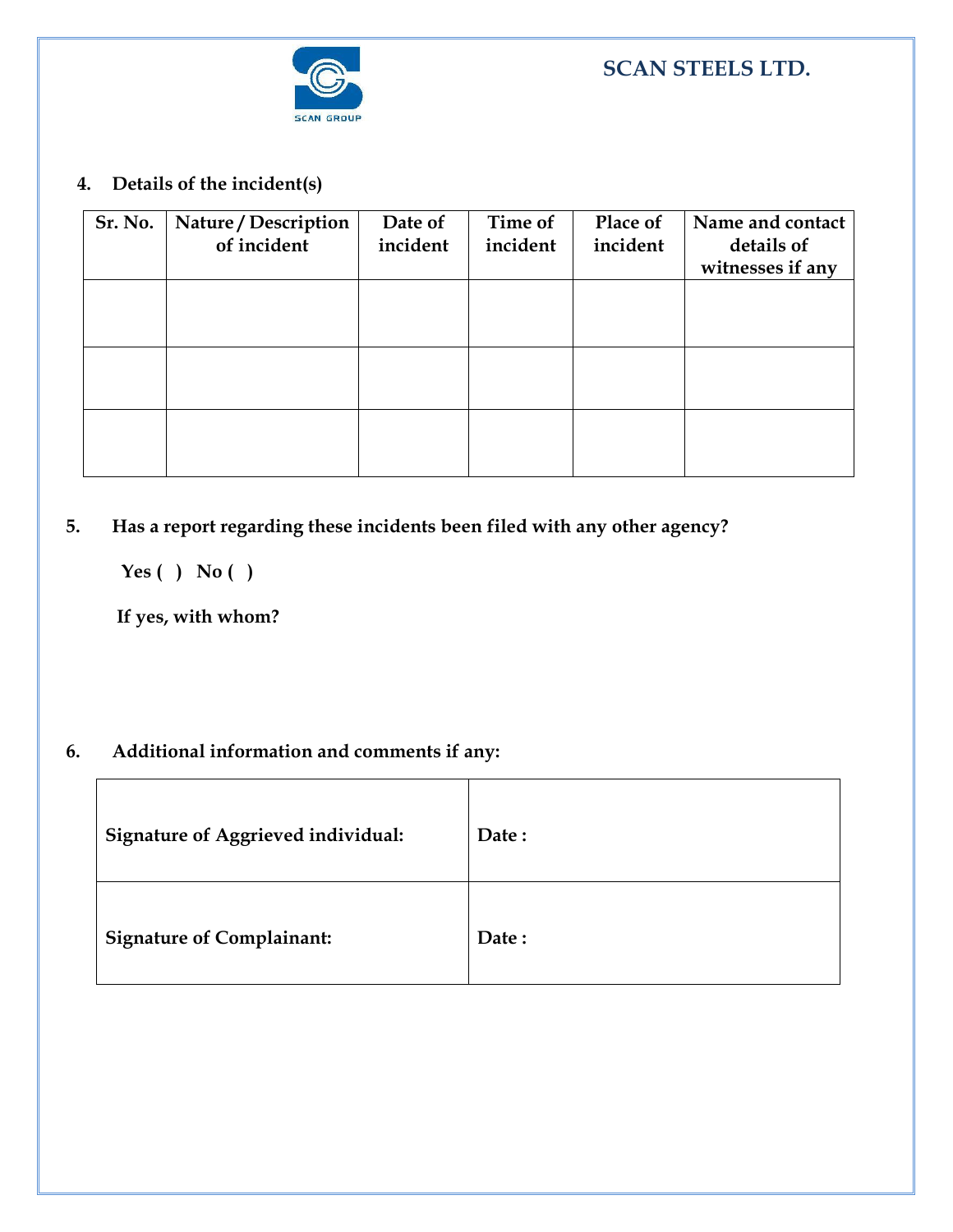SCAN STEELS LTD.

4. **Details of the incident(s)**

| Sr. No. | Nature / Description of incident | Date of incident | Time of incident | Place of incident | Name and contact details of witnesses if any |
|---|---|---|---|---|---|
| | | | | | |
| | | | | | |
| | | | | | |

5. **Has a report regarding these incidents been filed with any other agency?**

**Yes ( ) No ( )**

**If yes, with whom?**

6. **Additional information and comments if any:**

| | |
|---|---|
| **Signature of Aggrieved individual:** | **Date :** |
| **Signature of Complainant:** | **Date :** |